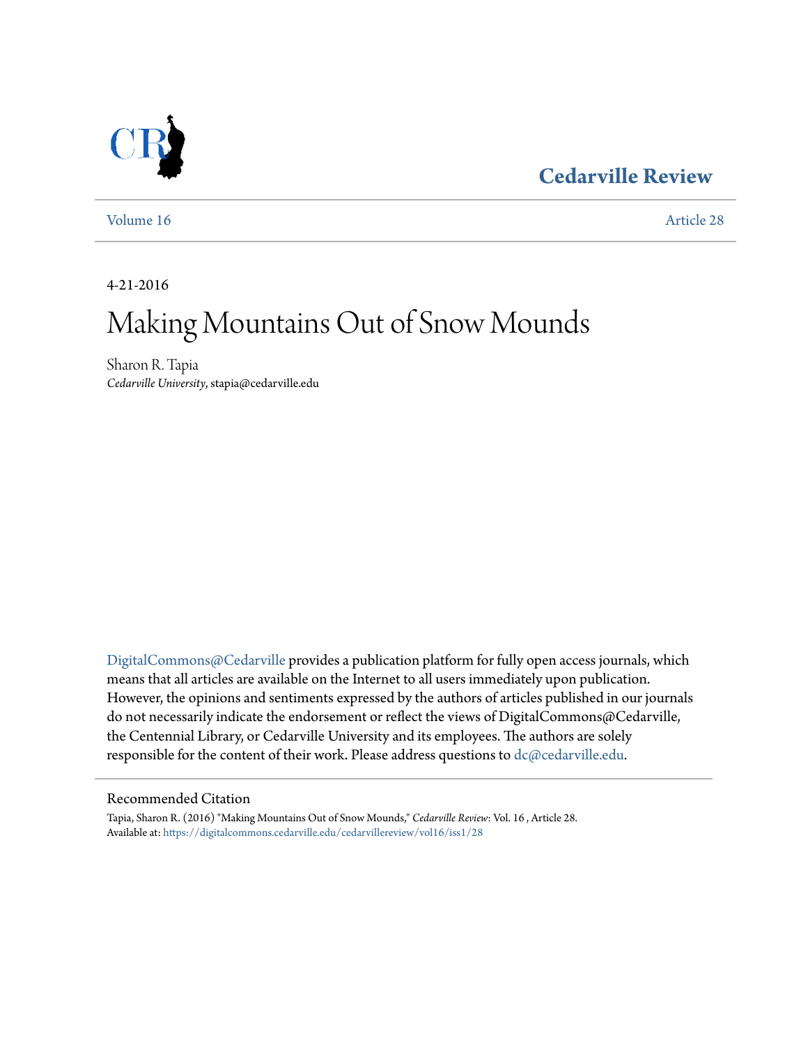Cedarville Review

Volume 16 Article 28

4-21-2016

# Making Mountains Out of Snow Mounds

Sharon R. Tapia
*Cedarville University*, stapia@cedarville.edu

DigitalCommons@Cedarville provides a publication platform for fully open access journals, which means that all articles are available on the Internet to all users immediately upon publication. However, the opinions and sentiments expressed by the authors of articles published in our journals do not necessarily indicate the endorsement or reflect the views of DigitalCommons@Cedarville, the Centennial Library, or Cedarville University and its employees. The authors are solely responsible for the content of their work. Please address questions to dc@cedarville.edu.

Recommended Citation

Tapia, Sharon R. (2016) "Making Mountains Out of Snow Mounds," *Cedarville Review*: Vol. 16 , Article 28.
Available at: https://digitalcommons.cedarville.edu/cedarvillereview/vol16/iss1/28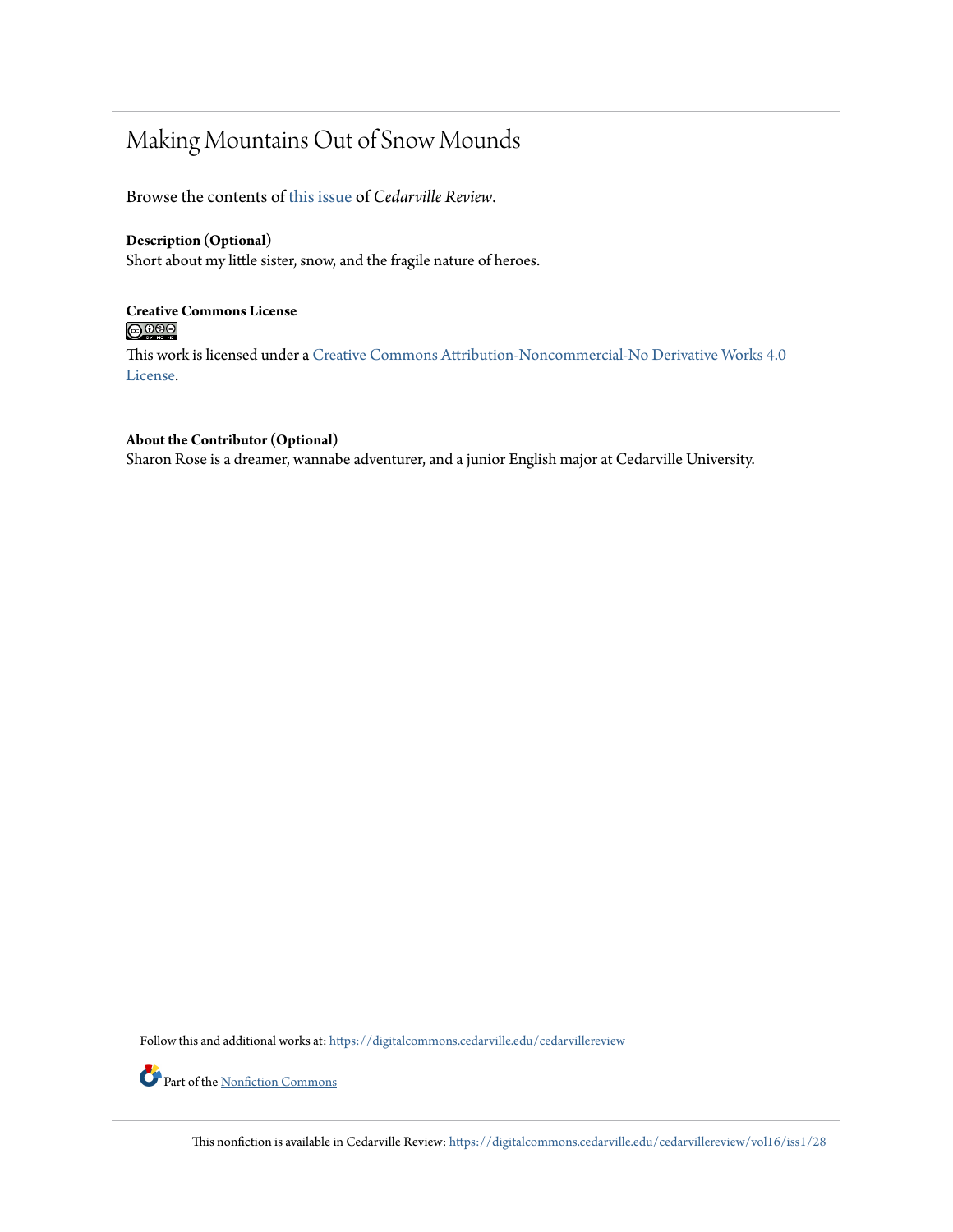# Making Mountains Out of Snow Mounds

Browse the contents of this issue of *Cedarville Review*.

**Description (Optional)**
Short about my little sister, snow, and the fragile nature of heroes.

**Creative Commons License**

This work is licensed under a Creative Commons Attribution-Noncommercial-No Derivative Works 4.0 License.

**About the Contributor (Optional)**
Sharon Rose is a dreamer, wannabe adventurer, and a junior English major at Cedarville University.

Follow this and additional works at: https://digitalcommons.cedarville.edu/cedarvillereview

Part of the Nonfiction Commons

This nonfiction is available in Cedarville Review: https://digitalcommons.cedarville.edu/cedarvillereview/vol16/iss1/28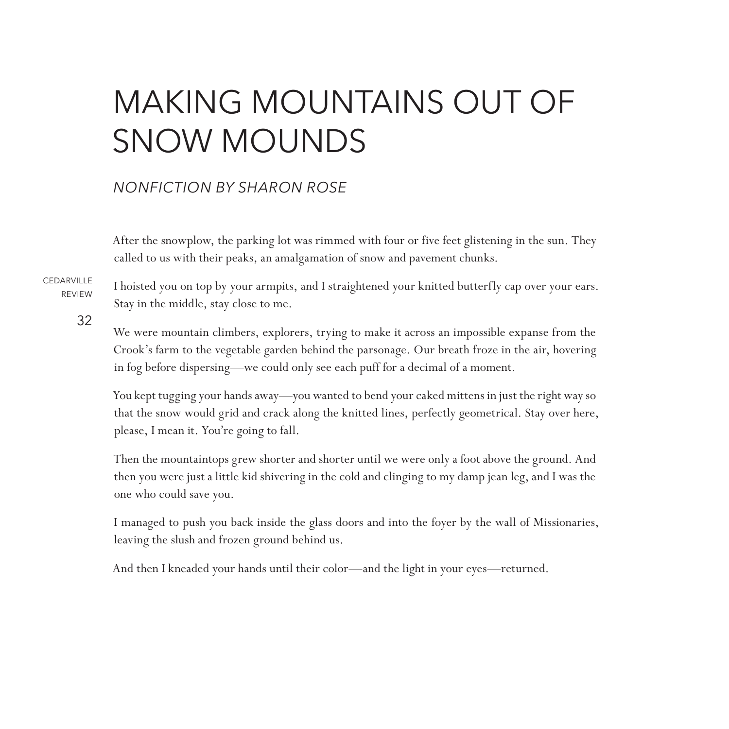# MAKING MOUNTAINS OUT OF SNOW MOUNDS

*NONFICTION BY SHARON ROSE*

After the snowplow, the parking lot was rimmed with four or five feet glistening in the sun. They called to us with their peaks, an amalgamation of snow and pavement chunks.

I hoisted you on top by your armpits, and I straightened your knitted butterfly cap over your ears. Stay in the middle, stay close to me.

We were mountain climbers, explorers, trying to make it across an impossible expanse from the Crook's farm to the vegetable garden behind the parsonage. Our breath froze in the air, hovering in fog before dispersing—we could only see each puff for a decimal of a moment.

You kept tugging your hands away—you wanted to bend your caked mittens in just the right way so that the snow would grid and crack along the knitted lines, perfectly geometrical. Stay over here, please, I mean it. You're going to fall.

Then the mountaintops grew shorter and shorter until we were only a foot above the ground. And then you were just a little kid shivering in the cold and clinging to my damp jean leg, and I was the one who could save you.

I managed to push you back inside the glass doors and into the foyer by the wall of Missionaries, leaving the slush and frozen ground behind us.

And then I kneaded your hands until their color—and the light in your eyes—returned.